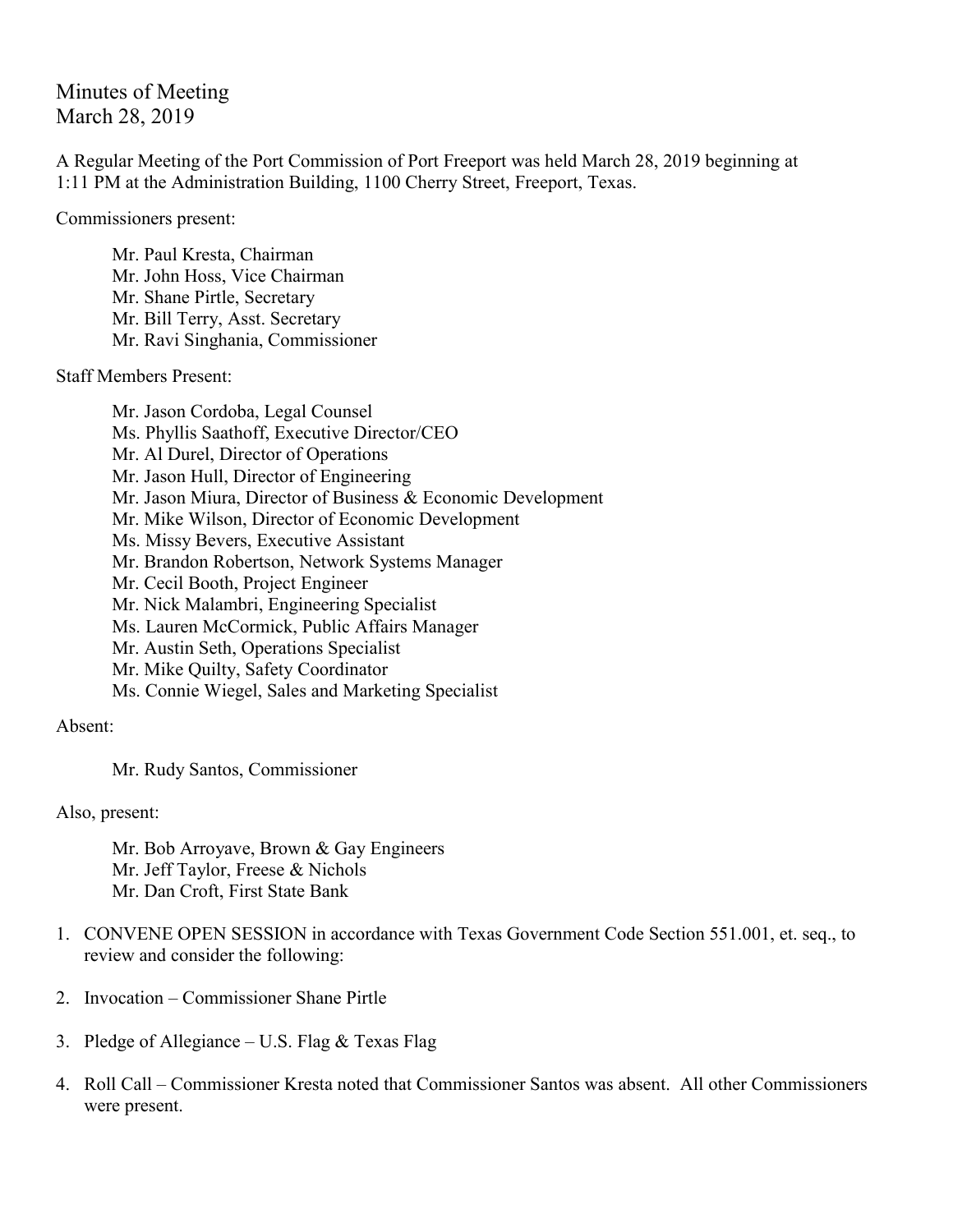# Minutes of Meeting
March 28, 2019

A Regular Meeting of the Port Commission of Port Freeport was held March 28, 2019 beginning at 1:11 PM at the Administration Building, 1100 Cherry Street, Freeport, Texas.

Commissioners present:

- Mr. Paul Kresta, Chairman
- Mr. John Hoss, Vice Chairman
- Mr. Shane Pirtle, Secretary
- Mr. Bill Terry, Asst. Secretary
- Mr. Ravi Singhania, Commissioner

Staff Members Present:

- Mr. Jason Cordoba, Legal Counsel
- Ms. Phyllis Saathoff, Executive Director/CEO
- Mr. Al Durel, Director of Operations
- Mr. Jason Hull, Director of Engineering
- Mr. Jason Miura, Director of Business & Economic Development
- Mr. Mike Wilson, Director of Economic Development
- Ms. Missy Bevers, Executive Assistant
- Mr. Brandon Robertson, Network Systems Manager
- Mr. Cecil Booth, Project Engineer
- Mr. Nick Malambri, Engineering Specialist
- Ms. Lauren McCormick, Public Affairs Manager
- Mr. Austin Seth, Operations Specialist
- Mr. Mike Quilty, Safety Coordinator
- Ms. Connie Wiegel, Sales and Marketing Specialist

Absent:

- Mr. Rudy Santos, Commissioner

Also, present:

- Mr. Bob Arroyave, Brown & Gay Engineers
- Mr. Jeff Taylor, Freese & Nichols
- Mr. Dan Croft, First State Bank

1. CONVENE OPEN SESSION in accordance with Texas Government Code Section 551.001, et. seq., to review and consider the following:

2. Invocation – Commissioner Shane Pirtle

3. Pledge of Allegiance – U.S. Flag & Texas Flag

4. Roll Call – Commissioner Kresta noted that Commissioner Santos was absent. All other Commissioners were present.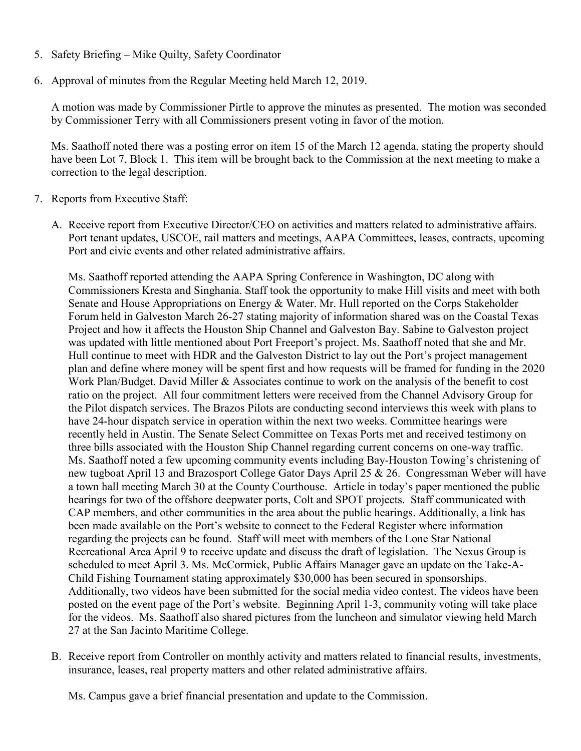5. Safety Briefing – Mike Quilty, Safety Coordinator

6. Approval of minutes from the Regular Meeting held March 12, 2019.

   A motion was made by Commissioner Pirtle to approve the minutes as presented. The motion was seconded by Commissioner Terry with all Commissioners present voting in favor of the motion.

   Ms. Saathoff noted there was a posting error on item 15 of the March 12 agenda, stating the property should have been Lot 7, Block 1. This item will be brought back to the Commission at the next meeting to make a correction to the legal description.

7. Reports from Executive Staff:

   A. Receive report from Executive Director/CEO on activities and matters related to administrative affairs. Port tenant updates, USCOE, rail matters and meetings, AAPA Committees, leases, contracts, upcoming Port and civic events and other related administrative affairs.

      Ms. Saathoff reported attending the AAPA Spring Conference in Washington, DC along with Commissioners Kresta and Singhania. Staff took the opportunity to make Hill visits and meet with both Senate and House Appropriations on Energy & Water. Mr. Hull reported on the Corps Stakeholder Forum held in Galveston March 26-27 stating majority of information shared was on the Coastal Texas Project and how it affects the Houston Ship Channel and Galveston Bay. Sabine to Galveston project was updated with little mentioned about Port Freeport's project. Ms. Saathoff noted that she and Mr. Hull continue to meet with HDR and the Galveston District to lay out the Port's project management plan and define where money will be spent first and how requests will be framed for funding in the 2020 Work Plan/Budget. David Miller & Associates continue to work on the analysis of the benefit to cost ratio on the project. All four commitment letters were received from the Channel Advisory Group for the Pilot dispatch services. The Brazos Pilots are conducting second interviews this week with plans to have 24-hour dispatch service in operation within the next two weeks. Committee hearings were recently held in Austin. The Senate Select Committee on Texas Ports met and received testimony on three bills associated with the Houston Ship Channel regarding current concerns on one-way traffic. Ms. Saathoff noted a few upcoming community events including Bay-Houston Towing's christening of new tugboat April 13 and Brazosport College Gator Days April 25 & 26. Congressman Weber will have a town hall meeting March 30 at the County Courthouse. Article in today's paper mentioned the public hearings for two of the offshore deepwater ports, Colt and SPOT projects. Staff communicated with CAP members, and other communities in the area about the public hearings. Additionally, a link has been made available on the Port's website to connect to the Federal Register where information regarding the projects can be found. Staff will meet with members of the Lone Star National Recreational Area April 9 to receive update and discuss the draft of legislation. The Nexus Group is scheduled to meet April 3. Ms. McCormick, Public Affairs Manager gave an update on the Take-A-Child Fishing Tournament stating approximately $30,000 has been secured in sponsorships. Additionally, two videos have been submitted for the social media video contest. The videos have been posted on the event page of the Port's website. Beginning April 1-3, community voting will take place for the videos. Ms. Saathoff also shared pictures from the luncheon and simulator viewing held March 27 at the San Jacinto Maritime College.

   B. Receive report from Controller on monthly activity and matters related to financial results, investments, insurance, leases, real property matters and other related administrative affairs.

      Ms. Campus gave a brief financial presentation and update to the Commission.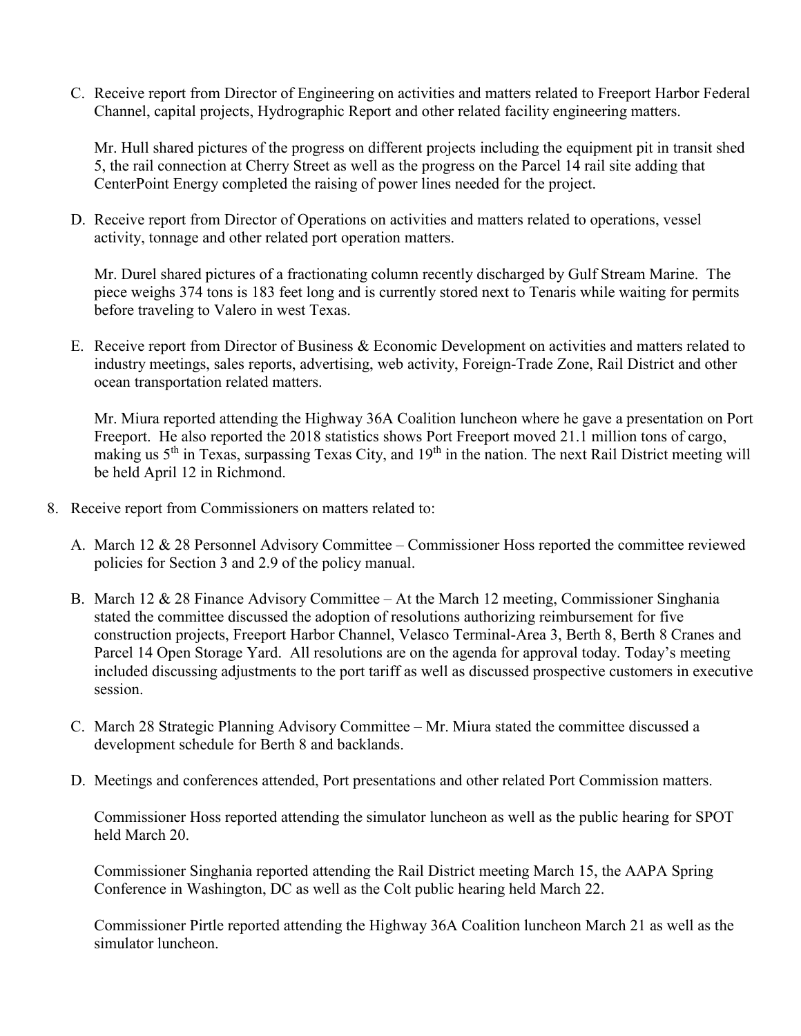C. Receive report from Director of Engineering on activities and matters related to Freeport Harbor Federal Channel, capital projects, Hydrographic Report and other related facility engineering matters.

   Mr. Hull shared pictures of the progress on different projects including the equipment pit in transit shed 5, the rail connection at Cherry Street as well as the progress on the Parcel 14 rail site adding that CenterPoint Energy completed the raising of power lines needed for the project.

D. Receive report from Director of Operations on activities and matters related to operations, vessel activity, tonnage and other related port operation matters.

   Mr. Durel shared pictures of a fractionating column recently discharged by Gulf Stream Marine. The piece weighs 374 tons is 183 feet long and is currently stored next to Tenaris while waiting for permits before traveling to Valero in west Texas.

E. Receive report from Director of Business & Economic Development on activities and matters related to industry meetings, sales reports, advertising, web activity, Foreign-Trade Zone, Rail District and other ocean transportation related matters.

   Mr. Miura reported attending the Highway 36A Coalition luncheon where he gave a presentation on Port Freeport. He also reported the 2018 statistics shows Port Freeport moved 21.1 million tons of cargo, making us 5th in Texas, surpassing Texas City, and 19th in the nation. The next Rail District meeting will be held April 12 in Richmond.

8. Receive report from Commissioners on matters related to:

   A. March 12 & 28 Personnel Advisory Committee – Commissioner Hoss reported the committee reviewed policies for Section 3 and 2.9 of the policy manual.

   B. March 12 & 28 Finance Advisory Committee – At the March 12 meeting, Commissioner Singhania stated the committee discussed the adoption of resolutions authorizing reimbursement for five construction projects, Freeport Harbor Channel, Velasco Terminal-Area 3, Berth 8, Berth 8 Cranes and Parcel 14 Open Storage Yard. All resolutions are on the agenda for approval today. Today's meeting included discussing adjustments to the port tariff as well as discussed prospective customers in executive session.

   C. March 28 Strategic Planning Advisory Committee – Mr. Miura stated the committee discussed a development schedule for Berth 8 and backlands.

   D. Meetings and conferences attended, Port presentations and other related Port Commission matters.

      Commissioner Hoss reported attending the simulator luncheon as well as the public hearing for SPOT held March 20.

      Commissioner Singhania reported attending the Rail District meeting March 15, the AAPA Spring Conference in Washington, DC as well as the Colt public hearing held March 22.

      Commissioner Pirtle reported attending the Highway 36A Coalition luncheon March 21 as well as the simulator luncheon.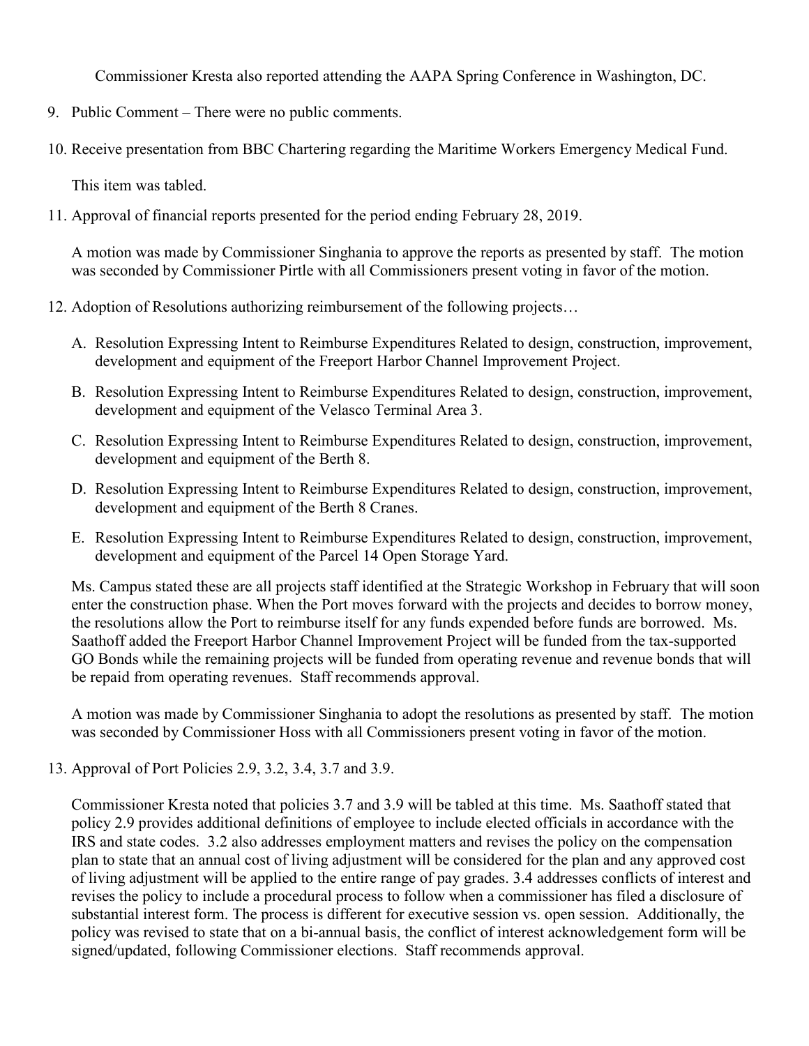Commissioner Kresta also reported attending the AAPA Spring Conference in Washington, DC.

9. Public Comment – There were no public comments.

10. Receive presentation from BBC Chartering regarding the Maritime Workers Emergency Medical Fund.

    This item was tabled.

11. Approval of financial reports presented for the period ending February 28, 2019.

    A motion was made by Commissioner Singhania to approve the reports as presented by staff. The motion was seconded by Commissioner Pirtle with all Commissioners present voting in favor of the motion.

12. Adoption of Resolutions authorizing reimbursement of the following projects…

    A. Resolution Expressing Intent to Reimburse Expenditures Related to design, construction, improvement, development and equipment of the Freeport Harbor Channel Improvement Project.

    B. Resolution Expressing Intent to Reimburse Expenditures Related to design, construction, improvement, development and equipment of the Velasco Terminal Area 3.

    C. Resolution Expressing Intent to Reimburse Expenditures Related to design, construction, improvement, development and equipment of the Berth 8.

    D. Resolution Expressing Intent to Reimburse Expenditures Related to design, construction, improvement, development and equipment of the Berth 8 Cranes.

    E. Resolution Expressing Intent to Reimburse Expenditures Related to design, construction, improvement, development and equipment of the Parcel 14 Open Storage Yard.

    Ms. Campus stated these are all projects staff identified at the Strategic Workshop in February that will soon enter the construction phase. When the Port moves forward with the projects and decides to borrow money, the resolutions allow the Port to reimburse itself for any funds expended before funds are borrowed. Ms. Saathoff added the Freeport Harbor Channel Improvement Project will be funded from the tax-supported GO Bonds while the remaining projects will be funded from operating revenue and revenue bonds that will be repaid from operating revenues. Staff recommends approval.

    A motion was made by Commissioner Singhania to adopt the resolutions as presented by staff. The motion was seconded by Commissioner Hoss with all Commissioners present voting in favor of the motion.

13. Approval of Port Policies 2.9, 3.2, 3.4, 3.7 and 3.9.

    Commissioner Kresta noted that policies 3.7 and 3.9 will be tabled at this time. Ms. Saathoff stated that policy 2.9 provides additional definitions of employee to include elected officials in accordance with the IRS and state codes. 3.2 also addresses employment matters and revises the policy on the compensation plan to state that an annual cost of living adjustment will be considered for the plan and any approved cost of living adjustment will be applied to the entire range of pay grades. 3.4 addresses conflicts of interest and revises the policy to include a procedural process to follow when a commissioner has filed a disclosure of substantial interest form. The process is different for executive session vs. open session. Additionally, the policy was revised to state that on a bi-annual basis, the conflict of interest acknowledgement form will be signed/updated, following Commissioner elections. Staff recommends approval.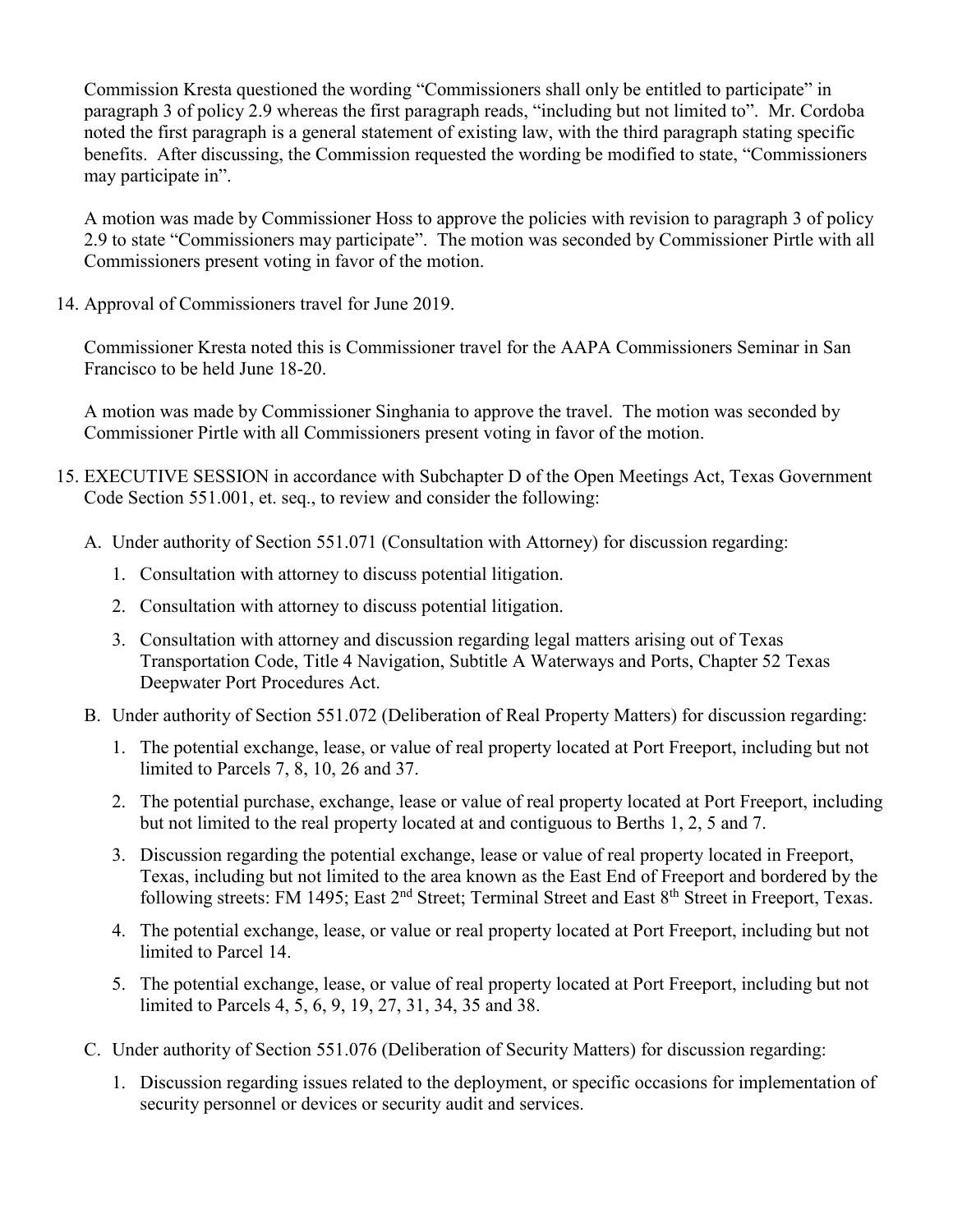Commission Kresta questioned the wording "Commissioners shall only be entitled to participate" in paragraph 3 of policy 2.9 whereas the first paragraph reads, "including but not limited to". Mr. Cordoba noted the first paragraph is a general statement of existing law, with the third paragraph stating specific benefits. After discussing, the Commission requested the wording be modified to state, "Commissioners may participate in".

A motion was made by Commissioner Hoss to approve the policies with revision to paragraph 3 of policy 2.9 to state "Commissioners may participate". The motion was seconded by Commissioner Pirtle with all Commissioners present voting in favor of the motion.

14. Approval of Commissioners travel for June 2019.

    Commissioner Kresta noted this is Commissioner travel for the AAPA Commissioners Seminar in San Francisco to be held June 18-20.

    A motion was made by Commissioner Singhania to approve the travel. The motion was seconded by Commissioner Pirtle with all Commissioners present voting in favor of the motion.

15. EXECUTIVE SESSION in accordance with Subchapter D of the Open Meetings Act, Texas Government Code Section 551.001, et. seq., to review and consider the following:

    A. Under authority of Section 551.071 (Consultation with Attorney) for discussion regarding:

       1. Consultation with attorney to discuss potential litigation.
       2. Consultation with attorney to discuss potential litigation.
       3. Consultation with attorney and discussion regarding legal matters arising out of Texas Transportation Code, Title 4 Navigation, Subtitle A Waterways and Ports, Chapter 52 Texas Deepwater Port Procedures Act.

    B. Under authority of Section 551.072 (Deliberation of Real Property Matters) for discussion regarding:

       1. The potential exchange, lease, or value of real property located at Port Freeport, including but not limited to Parcels 7, 8, 10, 26 and 37.
       2. The potential purchase, exchange, lease or value of real property located at Port Freeport, including but not limited to the real property located at and contiguous to Berths 1, 2, 5 and 7.
       3. Discussion regarding the potential exchange, lease or value of real property located in Freeport, Texas, including but not limited to the area known as the East End of Freeport and bordered by the following streets: FM 1495; East 2nd Street; Terminal Street and East 8th Street in Freeport, Texas.
       4. The potential exchange, lease, or value or real property located at Port Freeport, including but not limited to Parcel 14.
       5. The potential exchange, lease, or value of real property located at Port Freeport, including but not limited to Parcels 4, 5, 6, 9, 19, 27, 31, 34, 35 and 38.

    C. Under authority of Section 551.076 (Deliberation of Security Matters) for discussion regarding:

       1. Discussion regarding issues related to the deployment, or specific occasions for implementation of security personnel or devices or security audit and services.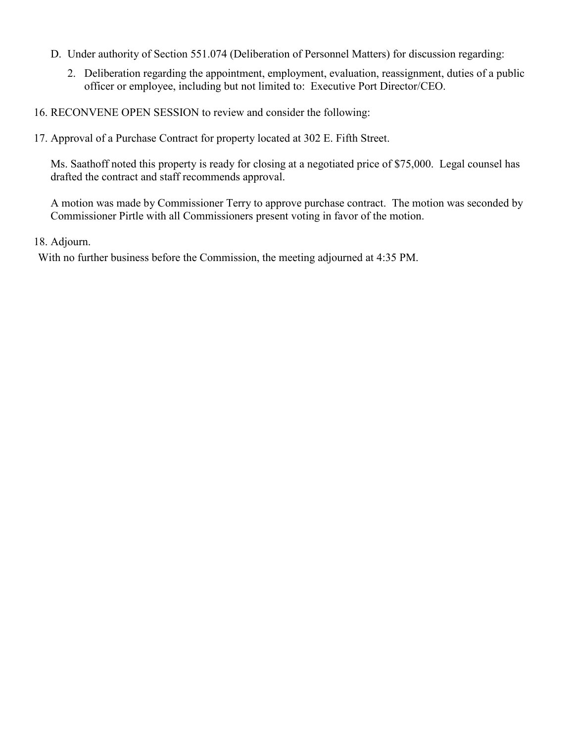D. Under authority of Section 551.074 (Deliberation of Personnel Matters) for discussion regarding:

   2. Deliberation regarding the appointment, employment, evaluation, reassignment, duties of a public officer or employee, including but not limited to: Executive Port Director/CEO.

16. RECONVENE OPEN SESSION to review and consider the following:

17. Approval of a Purchase Contract for property located at 302 E. Fifth Street.

    Ms. Saathoff noted this property is ready for closing at a negotiated price of $75,000. Legal counsel has drafted the contract and staff recommends approval.

    A motion was made by Commissioner Terry to approve purchase contract. The motion was seconded by Commissioner Pirtle with all Commissioners present voting in favor of the motion.

18. Adjourn.

With no further business before the Commission, the meeting adjourned at 4:35 PM.